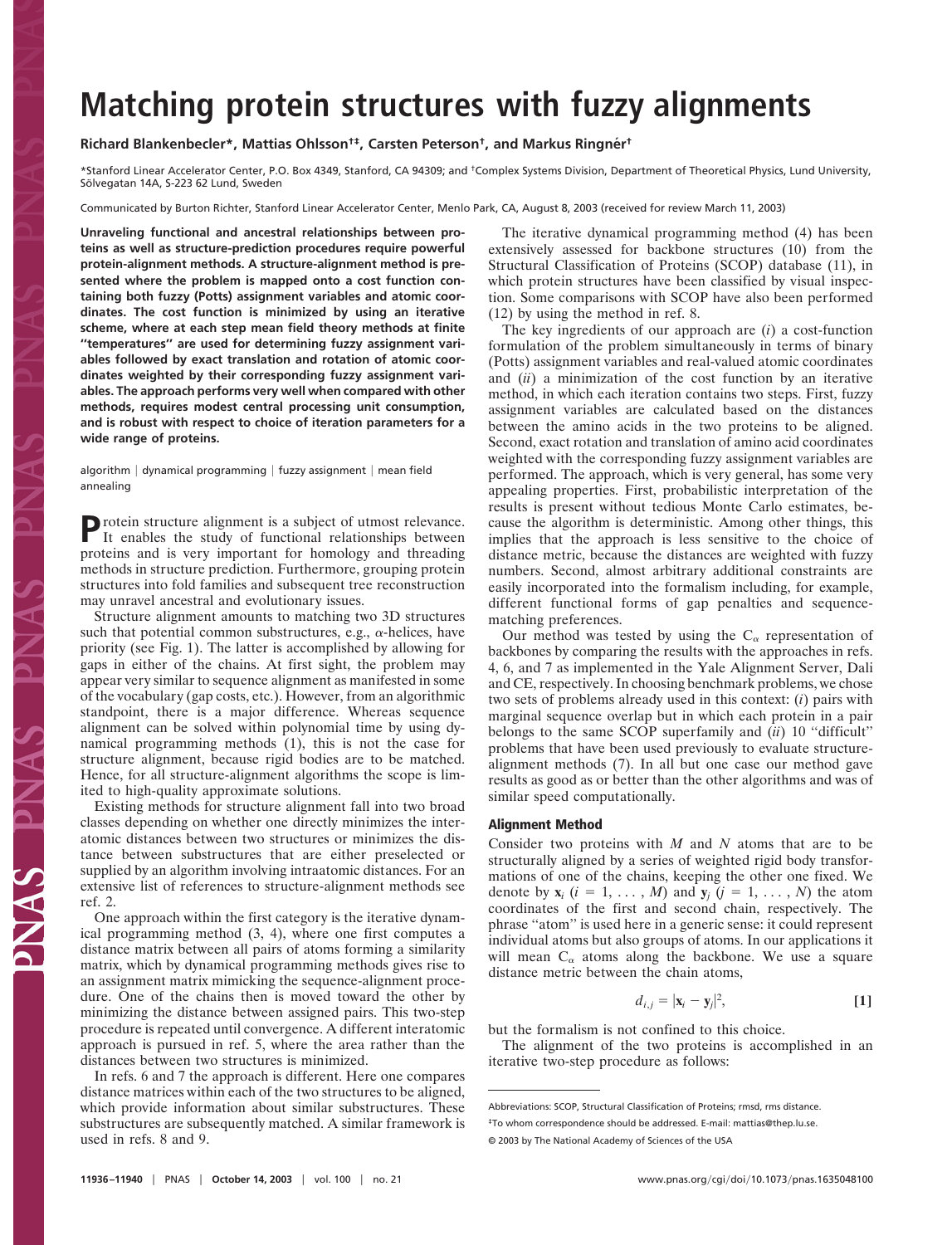# Matching protein structures with fuzzy alignments

**Richard Blankenbecler*, Mattias Ohlsson†‡, Carsten Peterson†, and Markus Ringnér†**

*Stanford Linear Accelerator Center, P.O. Box 4349, Stanford, CA 94309; and †Complex Systems Division, Department of Theoretical Physics, Lund University, Sölvegatan 14A, S-223 62 Lund, Sweden

Communicated by Burton Richter, Stanford Linear Accelerator Center, Menlo Park, CA, August 8, 2003 (received for review March 11, 2003)

**Unraveling functional and ancestral relationships between proteins as well as structure-prediction procedures require powerful protein-alignment methods. A structure-alignment method is presented where the problem is mapped onto a cost function containing both fuzzy (Potts) assignment variables and atomic coordinates. The cost function is minimized by using an iterative scheme, where at each step mean field theory methods at finite "temperatures" are used for determining fuzzy assignment variables followed by exact translation and rotation of atomic coordinates weighted by their corresponding fuzzy assignment variables. The approach performs very well when compared with other methods, requires modest central processing unit consumption, and is robust with respect to choice of iteration parameters for a wide range of proteins.**

algorithm | dynamical programming | fuzzy assignment | mean field annealing

**P**rotein structure alignment is a subject of utmost relevance. It enables the study of functional relationships between proteins and is very important for homology and threading methods in structure prediction. Furthermore, grouping protein structures into fold families and subsequent tree reconstruction may unravel ancestral and evolutionary issues.

Structure alignment amounts to matching two 3D structures such that potential common substructures, e.g., $\alpha$-helices, have priority (see Fig. 1). The latter is accomplished by allowing for gaps in either of the chains. At first sight, the problem may appear very similar to sequence alignment as manifested in some of the vocabulary (gap costs, etc.). However, from an algorithmic standpoint, there is a major difference. Whereas sequence alignment can be solved within polynomial time by using dynamical programming methods (1), this is not the case for structure alignment, because rigid bodies are to be matched. Hence, for all structure-alignment algorithms the scope is limited to high-quality approximate solutions.

Existing methods for structure alignment fall into two broad classes depending on whether one directly minimizes the interatomic distances between two structures or minimizes the distance between substructures that are either preselected or supplied by an algorithm involving intraatomic distances. For an extensive list of references to structure-alignment methods see ref. 2.

One approach within the first category is the iterative dynamical programming method (3, 4), where one first computes a distance matrix between all pairs of atoms forming a similarity matrix, which by dynamical programming methods gives rise to an assignment matrix mimicking the sequence-alignment procedure. One of the chains then is moved toward the other by minimizing the distance between assigned pairs. This two-step procedure is repeated until convergence. A different interatomic approach is pursued in ref. 5, where the area rather than the distances between two structures is minimized.

In refs. 6 and 7 the approach is different. Here one compares distance matrices within each of the two structures to be aligned, which provide information about similar substructures. These substructures are subsequently matched. A similar framework is used in refs. 8 and 9.

The iterative dynamical programming method (4) has been extensively assessed for backbone structures (10) from the Structural Classification of Proteins (SCOP) database (11), in which protein structures have been classified by visual inspection. Some comparisons with SCOP have also been performed (12) by using the method in ref. 8.

The key ingredients of our approach are (*i*) a cost-function formulation of the problem simultaneously in terms of binary (Potts) assignment variables and real-valued atomic coordinates and (*ii*) a minimization of the cost function by an iterative method, in which each iteration contains two steps. First, fuzzy assignment variables are calculated based on the distances between the amino acids in the two proteins to be aligned. Second, exact rotation and translation of amino acid coordinates weighted with the corresponding fuzzy assignment variables are performed. The approach, which is very general, has some very appealing properties. First, probabilistic interpretation of the results is present without tedious Monte Carlo estimates, because the algorithm is deterministic. Among other things, this implies that the approach is less sensitive to the choice of distance metric, because the distances are weighted with fuzzy numbers. Second, almost arbitrary additional constraints are easily incorporated into the formalism including, for example, different functional forms of gap penalties and sequence-matching preferences.

Our method was tested by using the $C_\alpha$ representation of backbones by comparing the results with the approaches in refs. 4, 6, and 7 as implemented in the Yale Alignment Server, Dali and CE, respectively. In choosing benchmark problems, we chose two sets of problems already used in this context: (*i*) pairs with marginal sequence overlap but in which each protein in a pair belongs to the same SCOP superfamily and (*ii*) 10 "difficult" problems that have been used previously to evaluate structure-alignment methods (7). In all but one case our method gave results as good as or better than the other algorithms and was of similar speed computationally.

## Alignment Method

Consider two proteins with $M$ and $N$ atoms that are to be structurally aligned by a series of weighted rigid body transformations of one of the chains, keeping the other one fixed. We denote by $\mathbf{x}_i$ ($i = 1, \ldots, M$) and $\mathbf{y}_j$ ($j = 1, \ldots, N$) the atom coordinates of the first and second chain, respectively. The phrase "atom" is used here in a generic sense: it could represent individual atoms but also groups of atoms. In our applications it will mean $C_\alpha$ atoms along the backbone. We use a square distance metric between the chain atoms,

$$d_{i,j} = |\mathbf{x}_i - \mathbf{y}_j|^2, \qquad [1]$$

but the formalism is not confined to this choice.

The alignment of the two proteins is accomplished in an iterative two-step procedure as follows:

Abbreviations: SCOP, Structural Classification of Proteins; rmsd, rms distance.

‡To whom correspondence should be addressed. E-mail: mattias@thep.lu.se.

© 2003 by The National Academy of Sciences of the USA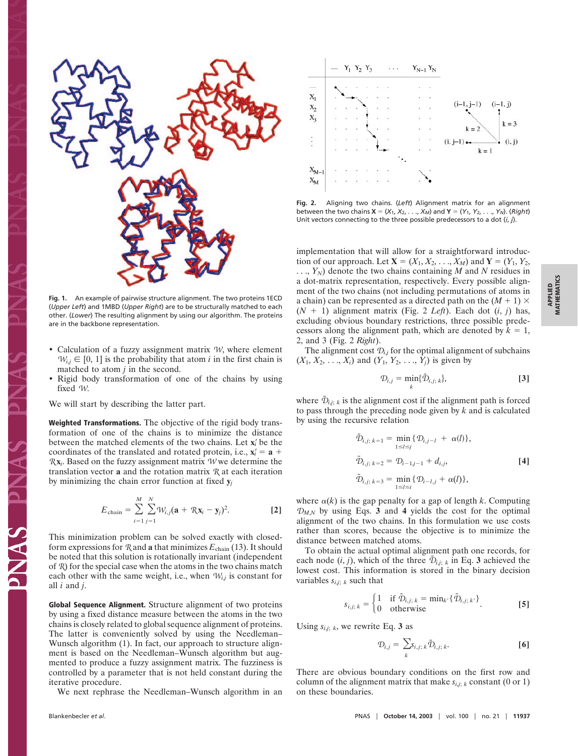Fig. 1. An example of pairwise structure alignment. The two proteins 1ECD (*Upper Left*) and 1MBD (*Upper Right*) are to be structurally matched to each other. (*Lower*) The resulting alignment by using our algorithm. The proteins are in the backbone representation.

- Calculation of a fuzzy assignment matrix $\mathcal{W}$, where element $\mathcal{W}_{i,j} \in [0, 1]$ is the probability that atom $i$ in the first chain is matched to atom $j$ in the second.
- Rigid body transformation of one of the chains by using fixed $\mathcal{W}$.

We will start by describing the latter part.

**Weighted Transformations.** The objective of the rigid body transformation of one of the chains is to minimize the distance between the matched elements of the two chains. Let $\mathbf{x}'_i$ be the coordinates of the translated and rotated protein, i.e., $\mathbf{x}'_i = \mathbf{a} + \mathcal{R}\mathbf{x}_i$. Based on the fuzzy assignment matrix $\mathcal{W}$ we determine the translation vector $\mathbf{a}$ and the rotation matrix $\mathcal{R}$ at each iteration by minimizing the chain error function at fixed $\mathbf{y}_j$

$$E_{\text{chain}} = \sum_{i=1}^{M}\sum_{j=1}^{N}\mathcal{W}_{i,j}(\mathbf{a} + \mathcal{R}\mathbf{x}_i - \mathbf{y}_j)^2. \qquad [2]$$

This minimization problem can be solved exactly with closed-form expressions for $\mathcal{R}$ and $\mathbf{a}$ that minimizes $E_{\text{chain}}$ (13). It should be noted that this solution is rotationally invariant (independent of $\mathcal{R}$) for the special case when the atoms in the two chains match each other with the same weight, i.e., when $\mathcal{W}_{i,j}$ is constant for all $i$ and $j$.

**Global Sequence Alignment.** Structure alignment of two proteins by using a fixed distance measure between the atoms in the two chains is closely related to global sequence alignment of proteins. The latter is conveniently solved by using the Needleman–Wunsch algorithm (1). In fact, our approach to structure alignment is based on the Needleman–Wunsch algorithm but augmented to produce a fuzzy assignment matrix. The fuzziness is controlled by a parameter that is not held constant during the iterative procedure.

We next rephrase the Needleman–Wunsch algorithm in an implementation that will allow for a straightforward introduction of our approach. Let $\mathbf{X} = (X_1, X_2, \ldots, X_M)$ and $\mathbf{Y} = (Y_1, Y_2, \ldots, Y_N)$ denote the two chains containing $M$ and $N$ residues in a dot-matrix representation, respectively. Every possible alignment of the two chains (not including permutations of atoms in a chain) can be represented as a directed path on the $(M + 1) \times (N + 1)$ alignment matrix (Fig. 2 *Left*). Each dot $(i, j)$ has, excluding obvious boundary restrictions, three possible predecessors along the alignment path, which are denoted by $k = 1$, 2, and 3 (Fig. 2 *Right*).

Fig. 2. Aligning two chains. (*Left*) Alignment matrix for an alignment between the two chains $\mathbf{X} = (X_1, X_2, \ldots, X_M)$ and $\mathbf{Y} = (Y_1, Y_2, \ldots, Y_N)$. (*Right*) Unit vectors connecting to the three possible predecessors to a dot $(i, j)$.

The alignment cost $\mathcal{D}_{i,j}$ for the optimal alignment of subchains $(X_1, X_2, \ldots, X_i)$ and $(Y_1, Y_2, \ldots, Y_j)$ is given by

$$\mathcal{D}_{i,j} = \min_k\{\tilde{\mathcal{D}}_{i,j;\,k}\}, \qquad [3]$$

where $\tilde{\mathcal{D}}_{i,j;\,k}$ is the alignment cost if the alignment path is forced to pass through the preceding node given by $k$ and is calculated by using the recursive relation

$$\begin{aligned}
\tilde{\mathcal{D}}_{i,j;\,k=1} &= \min_{1\le l\le j}\{\mathcal{D}_{i,j-l} + \alpha(l)\},\\
\tilde{\mathcal{D}}_{i,j;\,k=2} &= \mathcal{D}_{i-1,j-1} + d_{i,j},\\
\tilde{\mathcal{D}}_{i,j;\,k=3} &= \min_{1\le l\le i}\{\mathcal{D}_{i-l,j} + \alpha(l)\},
\end{aligned} \qquad [4]$$

where $\alpha(k)$ is the gap penalty for a gap of length $k$. Computing $\mathcal{D}_{M,N}$ by using Eqs. **3** and **4** yields the cost for the optimal alignment of the two chains. In this formulation we use costs rather than scores, because the objective is to minimize the distance between matched atoms.

To obtain the actual optimal alignment path one records, for each node $(i, j)$, which of the three $\tilde{\mathcal{D}}_{i,j;\,k}$ in Eq. **3** achieved the lowest cost. This information is stored in the binary decision variables $s_{i,j;\,k}$ such that

$$s_{i,j;\,k} = \begin{cases} 1 & \text{if } \tilde{\mathcal{D}}_{i,j;\,k} = \min_{k'}\{\tilde{\mathcal{D}}_{i,j;\,k'}\} \\ 0 & \text{otherwise} \end{cases}. \qquad [5]$$

Using $s_{i,j;\,k}$, we rewrite Eq. **3** as

$$\mathcal{D}_{i,j} = \sum_k s_{i,j;\,k}\tilde{\mathcal{D}}_{i,j;\,k}. \qquad [6]$$

There are obvious boundary conditions on the first row and column of the alignment matrix that make $s_{i,j;\,k}$ constant (0 or 1) on these boundaries.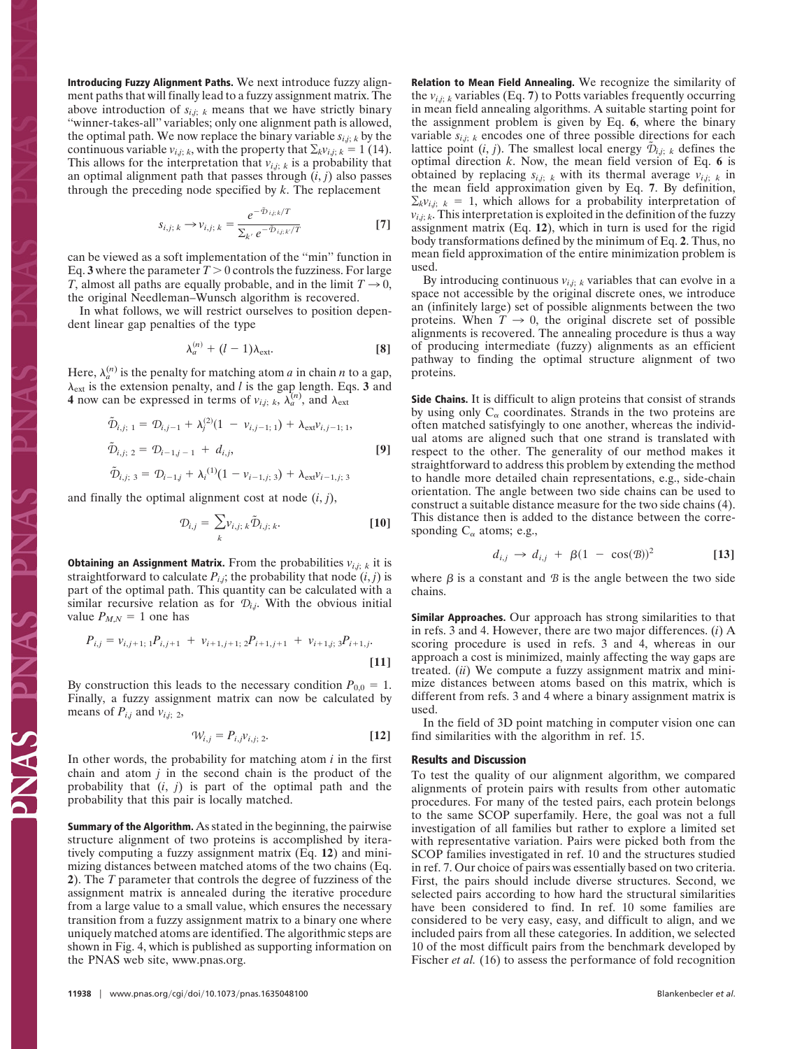**Introducing Fuzzy Alignment Paths.** We next introduce fuzzy alignment paths that will finally lead to a fuzzy assignment matrix. The above introduction of $s_{i,j;\,k}$ means that we have strictly binary "winner-takes-all" variables; only one alignment path is allowed, the optimal path. We now replace the binary variable $s_{i,j;\,k}$ by the continuous variable $v_{i,j;\,k}$, with the property that $\sum_k v_{i,j;\,k} = 1$ (14). This allows for the interpretation that $v_{i,j;\,k}$ is a probability that an optimal alignment path that passes through $(i, j)$ also passes through the preceding node specified by $k$. The replacement

$$s_{i,j;\,k} \rightarrow v_{i,j;\,k} = \frac{e^{-\tilde{\mathcal{D}}_{i,j;k}/T}}{\sum_{k'} e^{-\tilde{\mathcal{D}}_{i,j;k'}/T}} \quad [7]$$

can be viewed as a soft implementation of the "min" function in Eq. **3** where the parameter $T > 0$ controls the fuzziness. For large $T$, almost all paths are equally probable, and in the limit $T \rightarrow 0$, the original Needleman–Wunsch algorithm is recovered.

In what follows, we will restrict ourselves to position dependent linear gap penalties of the type

$$\lambda_a^{(n)} + (l - 1)\lambda_{\text{ext}}. \quad [8]$$

Here, $\lambda_a^{(n)}$ is the penalty for matching atom $a$ in chain $n$ to a gap, $\lambda_{\text{ext}}$ is the extension penalty, and $l$ is the gap length. Eqs. **3** and **4** now can be expressed in terms of $v_{i,j;\,k}$, $\lambda_a^{(n)}$, and $\lambda_{\text{ext}}$

$$\begin{aligned}
\tilde{\mathcal{D}}_{i,j;\,1} &= \mathcal{D}_{i,j-1} + \lambda_j^{(2)}(1 - v_{i,j-1;\,1}) + \lambda_{\text{ext}} v_{i,j-1;\,1}, \\
\tilde{\mathcal{D}}_{i,j;\,2} &= \mathcal{D}_{i-1,j-1} + d_{i,j}, \\
\tilde{\mathcal{D}}_{i,j;\,3} &= \mathcal{D}_{i-1,j} + \lambda_i^{(1)}(1 - v_{i-1,j;\,3}) + \lambda_{\text{ext}} v_{i-1,j;\,3}
\end{aligned} \quad [9]$$

and finally the optimal alignment cost at node $(i, j)$,

$$\mathcal{D}_{i,j} = \sum_k v_{i,j;\,k} \tilde{\mathcal{D}}_{i,j;\,k}. \quad [10]$$

**Obtaining an Assignment Matrix.** From the probabilities $v_{i,j;\,k}$ it is straightforward to calculate $P_{i,j}$; the probability that node $(i, j)$ is part of the optimal path. This quantity can be calculated with a similar recursive relation as for $\mathcal{D}_{i,j}$. With the obvious initial value $P_{M,N} = 1$ one has

$$P_{i,j} = v_{i,j+1;\,1}P_{i,j+1} + v_{i+1,j+1;\,2}P_{i+1,j+1} + v_{i+1,j;\,3}P_{i+1,j}. \quad [11]$$

By construction this leads to the necessary condition $P_{0,0} = 1$. Finally, a fuzzy assignment matrix can now be calculated by means of $P_{i,j}$ and $v_{i,j;\,2}$,

$$\mathcal{W}_{i,j} = P_{i,j} v_{i,j;\,2}. \quad [12]$$

In other words, the probability for matching atom $i$ in the first chain and atom $j$ in the second chain is the product of the probability that $(i, j)$ is part of the optimal path and the probability that this pair is locally matched.

**Summary of the Algorithm.** As stated in the beginning, the pairwise structure alignment of two proteins is accomplished by iteratively computing a fuzzy assignment matrix (Eq. **12**) and minimizing distances between matched atoms of the two chains (Eq. **2**). The $T$ parameter that controls the degree of fuzziness of the assignment matrix is annealed during the iterative procedure from a large value to a small value, which ensures the necessary transition from a fuzzy assignment matrix to a binary one where uniquely matched atoms are identified. The algorithmic steps are shown in Fig. 4, which is published as supporting information on the PNAS web site, www.pnas.org.

**Relation to Mean Field Annealing.** We recognize the similarity of the $v_{i,j;\,k}$ variables (Eq. **7**) to Potts variables frequently occurring in mean field annealing algorithms. A suitable starting point for the assignment problem is given by Eq. **6**, where the binary variable $s_{i,j;\,k}$ encodes one of three possible directions for each lattice point $(i, j)$. The smallest local energy $\tilde{\mathcal{D}}_{i,j;\,k}$ defines the optimal direction $k$. Now, the mean field version of Eq. **6** is obtained by replacing $s_{i,j;\,k}$ with its thermal average $v_{i,j;\,k}$ in the mean field approximation given by Eq. **7**. By definition, $\sum_k v_{i,j;\,k} = 1$, which allows for a probability interpretation of $v_{i,j;\,k}$. This interpretation is exploited in the definition of the fuzzy assignment matrix (Eq. **12**), which in turn is used for the rigid body transformations defined by the minimum of Eq. **2**. Thus, no mean field approximation of the entire minimization problem is used.

By introducing continuous $v_{i,j;\,k}$ variables that can evolve in a space not accessible by the original discrete ones, we introduce an (infinitely large) set of possible alignments between the two proteins. When $T \rightarrow 0$, the original discrete set of possible alignments is recovered. The annealing procedure is thus a way of producing intermediate (fuzzy) alignments as an efficient pathway to finding the optimal structure alignment of two proteins.

**Side Chains.** It is difficult to align proteins that consist of strands by using only $C_\alpha$ coordinates. Strands in the two proteins are often matched satisfyingly to one another, whereas the individual atoms are aligned such that one strand is translated with respect to the other. The generality of our method makes it straightforward to address this problem by extending the method to handle more detailed chain representations, e.g., side-chain orientation. The angle between two side chains can be used to construct a suitable distance measure for the two side chains (4). This distance then is added to the distance between the corresponding $C_\alpha$ atoms; e.g.,

$$d_{i,j} \rightarrow d_{i,j} + \beta(1 - \cos(\mathcal{B}))^2 \quad [13]$$

where $\beta$ is a constant and $\mathcal{B}$ is the angle between the two side chains.

**Similar Approaches.** Our approach has strong similarities to that in refs. 3 and 4. However, there are two major differences. (*i*) A scoring procedure is used in refs. 3 and 4, whereas in our approach a cost is minimized, mainly affecting the way gaps are treated. (*ii*) We compute a fuzzy assignment matrix and minimize distances between atoms based on this matrix, which is different from refs. 3 and 4 where a binary assignment matrix is used.

In the field of 3D point matching in computer vision one can find similarities with the algorithm in ref. 15.

## Results and Discussion

To test the quality of our alignment algorithm, we compared alignments of protein pairs with results from other automatic procedures. For many of the tested pairs, each protein belongs to the same SCOP superfamily. Here, the goal was not a full investigation of all families but rather to explore a limited set with representative variation. Pairs were picked both from the SCOP families investigated in ref. 10 and the structures studied in ref. 7. Our choice of pairs was essentially based on two criteria. First, the pairs should include diverse structures. Second, we selected pairs according to how hard the structural similarities have been considered to find. In ref. 10 some families are considered to be very easy, easy, and difficult to align, and we included pairs from all these categories. In addition, we selected 10 of the most difficult pairs from the benchmark developed by Fischer *et al.* (16) to assess the performance of fold recognition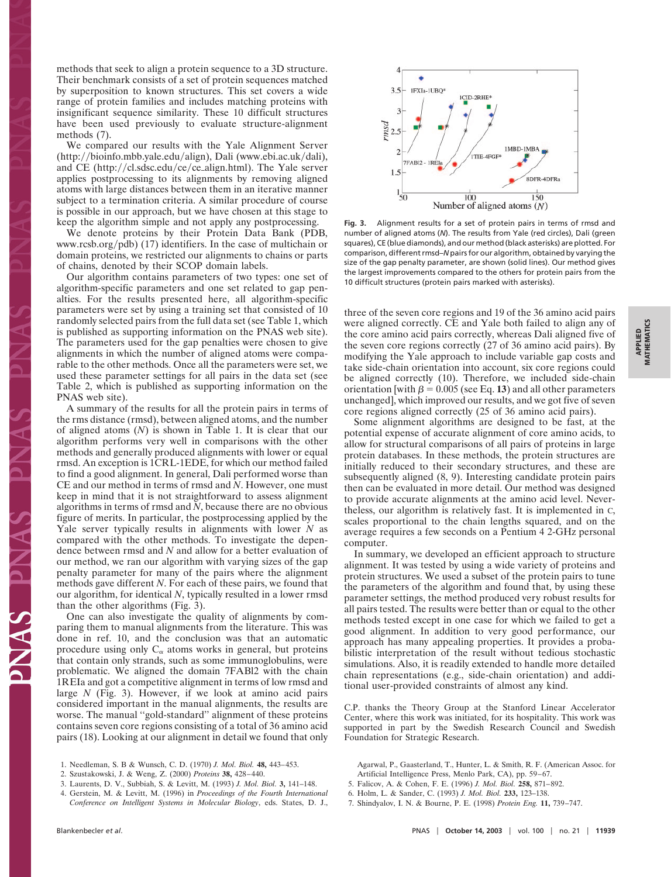methods that seek to align a protein sequence to a 3D structure. Their benchmark consists of a set of protein sequences matched by superposition to known structures. This set covers a wide range of protein families and includes matching proteins with insignificant sequence similarity. These 10 difficult structures have been used previously to evaluate structure-alignment methods (7).

We compared our results with the Yale Alignment Server (http://bioinfo.mbb.yale.edu/align), Dali (www.ebi.ac.uk/dali), and CE (http://cl.sdsc.edu/ce/ce_align.html). The Yale server applies postprocessing to its alignments by removing aligned atoms with large distances between them in an iterative manner subject to a termination criteria. A similar procedure of course is possible in our approach, but we have chosen at this stage to keep the algorithm simple and not apply any postprocessing.

We denote proteins by their Protein Data Bank (PDB, www.rcsb.org/pdb) (17) identifiers. In the case of multichain or domain proteins, we restricted our alignments to chains or parts of chains, denoted by their SCOP domain labels.

Our algorithm contains parameters of two types: one set of algorithm-specific parameters and one set related to gap penalties. For the results presented here, all algorithm-specific parameters were set by using a training set that consisted of 10 randomly selected pairs from the full data set (see Table 1, which is published as supporting information on the PNAS web site). The parameters used for the gap penalties were chosen to give alignments in which the number of aligned atoms were comparable to the other methods. Once all the parameters were set, we used these parameter settings for all pairs in the data set (see Table 2, which is published as supporting information on the PNAS web site).

A summary of the results for all the protein pairs in terms of the rms distance (rmsd), between aligned atoms, and the number of aligned atoms ($N$) is shown in Table 1. It is clear that our algorithm performs very well in comparisons with the other methods and generally produced alignments with lower or equal rmsd. An exception is 1CRL-1EDE, for which our method failed to find a good alignment. In general, Dali performed worse than CE and our method in terms of rmsd and $N$. However, one must keep in mind that it is not straightforward to assess alignment algorithms in terms of rmsd and $N$, because there are no obvious figure of merits. In particular, the postprocessing applied by the Yale server typically results in alignments with lower $N$ as compared with the other methods. To investigate the dependence between rmsd and $N$ and allow for a better evaluation of our method, we ran our algorithm with varying sizes of the gap penalty parameter for many of the pairs where the alignment methods gave different $N$. For each of these pairs, we found that our algorithm, for identical $N$, typically resulted in a lower rmsd than the other algorithms (Fig. 3).

One can also investigate the quality of alignments by comparing them to manual alignments from the literature. This was done in ref. 10, and the conclusion was that an automatic procedure using only $C_\alpha$ atoms works in general, but proteins that contain only strands, such as some immunoglobulins, were problematic. We aligned the domain 7FABl2 with the chain 1REIa and got a competitive alignment in terms of low rmsd and large $N$ (Fig. 3). However, if we look at amino acid pairs considered important in the manual alignments, the results are worse. The manual "gold-standard" alignment of these proteins contains seven core regions consisting of a total of 36 amino acid pairs (18). Looking at our alignment in detail we found that only three of the seven core regions and 19 of the 36 amino acid pairs were aligned correctly. CE and Yale both failed to align any of the core amino acid pairs correctly, whereas Dali aligned five of the seven core regions correctly (27 of 36 amino acid pairs). By modifying the Yale approach to include variable gap costs and take side-chain orientation into account, six core regions could be aligned correctly (10). Therefore, we included side-chain orientation [with $\beta = 0.005$ (see Eq. **13**) and all other parameters unchanged], which improved our results, and we got five of seven core regions aligned correctly (25 of 36 amino acid pairs).

**Fig. 3.** Alignment results for a set of protein pairs in terms of rmsd and number of aligned atoms ($N$). The results from Yale (red circles), Dali (green squares), CE (blue diamonds), and our method (black asterisks) are plotted. For comparison, different rmsd–$N$ pairs for our algorithm, obtained by varying the size of the gap penalty parameter, are shown (solid lines). Our method gives the largest improvements compared to the others for protein pairs from the 10 difficult structures (protein pairs marked with asterisks).

Some alignment algorithms are designed to be fast, at the potential expense of accurate alignment of core amino acids, to allow for structural comparisons of all pairs of proteins in large protein databases. In these methods, the protein structures are initially reduced to their secondary structures, and these are subsequently aligned (8, 9). Interesting candidate protein pairs then can be evaluated in more detail. Our method was designed to provide accurate alignments at the amino acid level. Nevertheless, our algorithm is relatively fast. It is implemented in C, scales proportional to the chain lengths squared, and on the average requires a few seconds on a Pentium 4 2-GHz personal computer.

In summary, we developed an efficient approach to structure alignment. It was tested by using a wide variety of proteins and protein structures. We used a subset of the protein pairs to tune the parameters of the algorithm and found that, by using these parameter settings, the method produced very robust results for all pairs tested. The results were better than or equal to the other methods tested except in one case for which we failed to get a good alignment. In addition to very good performance, our approach has many appealing properties. It provides a probabilistic interpretation of the result without tedious stochastic simulations. Also, it is readily extended to handle more detailed chain representations (e.g., side-chain orientation) and additional user-provided constraints of almost any kind.

C.P. thanks the Theory Group at the Stanford Linear Accelerator Center, where this work was initiated, for its hospitality. This work was supported in part by the Swedish Research Council and Swedish Foundation for Strategic Research.

1. Needleman, S. B & Wunsch, C. D. (1970) *J. Mol. Biol.* **48,** 443–453.
2. Szustakowski, J. & Weng, Z. (2000) *Proteins* **38,** 428–440.
3. Laurents, D. V., Subbiah, S. & Levitt, M. (1993) *J. Mol. Biol.* **3,** 141–148.
4. Gerstein, M. & Levitt, M. (1996) in *Proceedings of the Fourth International Conference on Intelligent Systems in Molecular Biology*, eds. States, D. J., Agarwal, P., Gaasterland, T., Hunter, L. & Smith, R. F. (American Assoc. for Artificial Intelligence Press, Menlo Park, CA), pp. 59–67.
5. Falicov, A. & Cohen, F. E. (1996) *J. Mol. Biol.* **258,** 871–892.
6. Holm, L. & Sander, C. (1993) *J. Mol. Biol.* **233,** 123–138.
7. Shindyalov, I. N. & Bourne, P. E. (1998) *Protein Eng.* **11,** 739–747.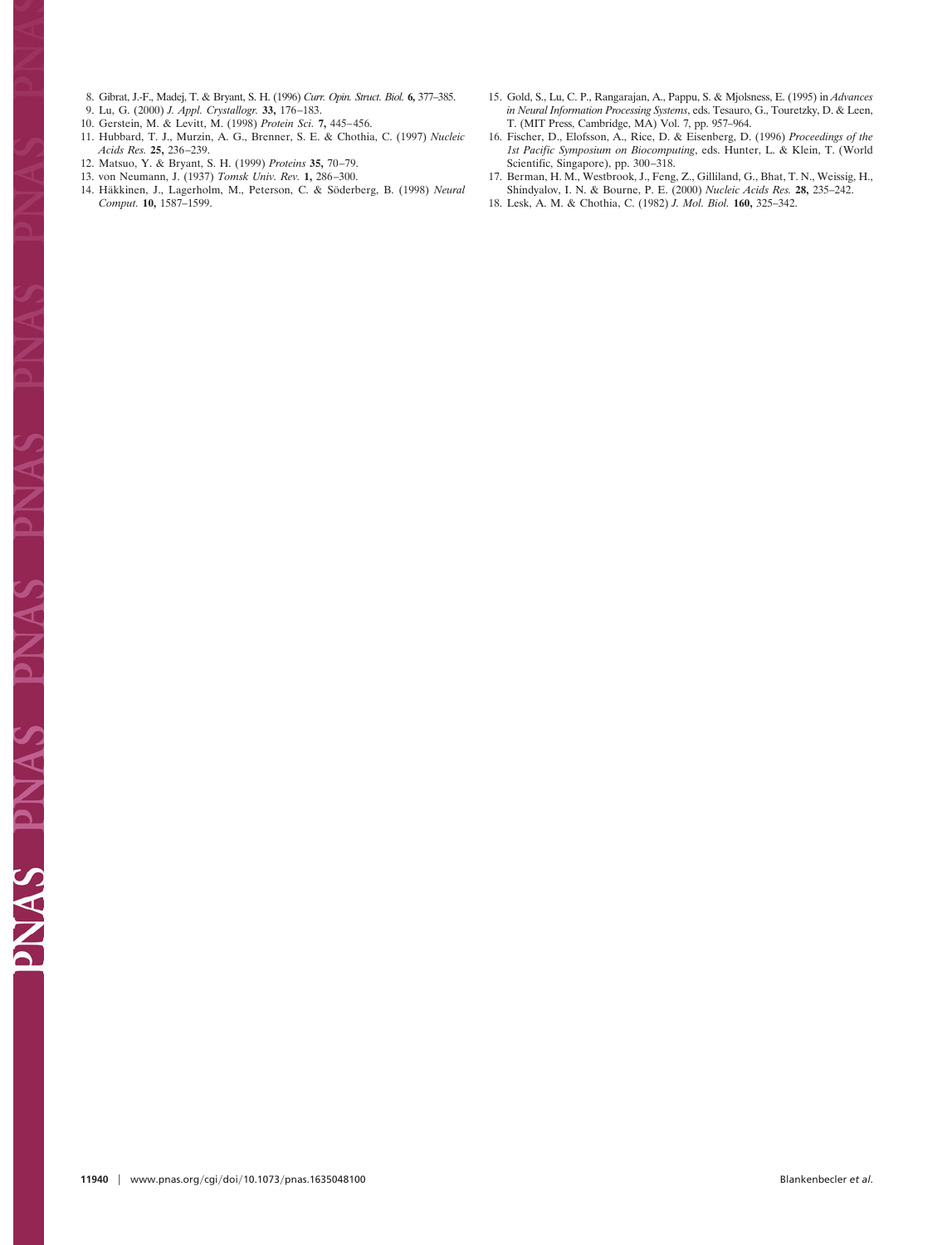8. Gibrat, J.-F., Madej, T. & Bryant, S. H. (1996) *Curr. Opin. Struct. Biol.* **6,** 377–385.
9. Lu, G. (2000) *J. Appl. Crystallogr.* **33,** 176–183.
10. Gerstein, M. & Levitt, M. (1998) *Protein Sci.* **7,** 445–456.
11. Hubbard, T. J., Murzin, A. G., Brenner, S. E. & Chothia, C. (1997) *Nucleic Acids Res.* **25,** 236–239.
12. Matsuo, Y. & Bryant, S. H. (1999) *Proteins* **35,** 70–79.
13. von Neumann, J. (1937) *Tomsk Univ. Rev.* **1,** 286–300.
14. Häkkinen, J., Lagerholm, M., Peterson, C. & Söderberg, B. (1998) *Neural Comput.* **10,** 1587–1599.
15. Gold, S., Lu, C. P., Rangarajan, A., Pappu, S. & Mjolsness, E. (1995) in *Advances in Neural Information Processing Systems*, eds. Tesauro, G., Touretzky, D. & Leen, T. (MIT Press, Cambridge, MA) Vol. 7, pp. 957–964.
16. Fischer, D., Elofsson, A., Rice, D. & Eisenberg, D. (1996) *Proceedings of the 1st Pacific Symposium on Biocomputing*, eds. Hunter, L. & Klein, T. (World Scientific, Singapore), pp. 300–318.
17. Berman, H. M., Westbrook, J., Feng, Z., Gilliland, G., Bhat, T. N., Weissig, H., Shindyalov, I. N. & Bourne, P. E. (2000) *Nucleic Acids Res.* **28,** 235–242.
18. Lesk, A. M. & Chothia, C. (1982) *J. Mol. Biol.* **160,** 325–342.